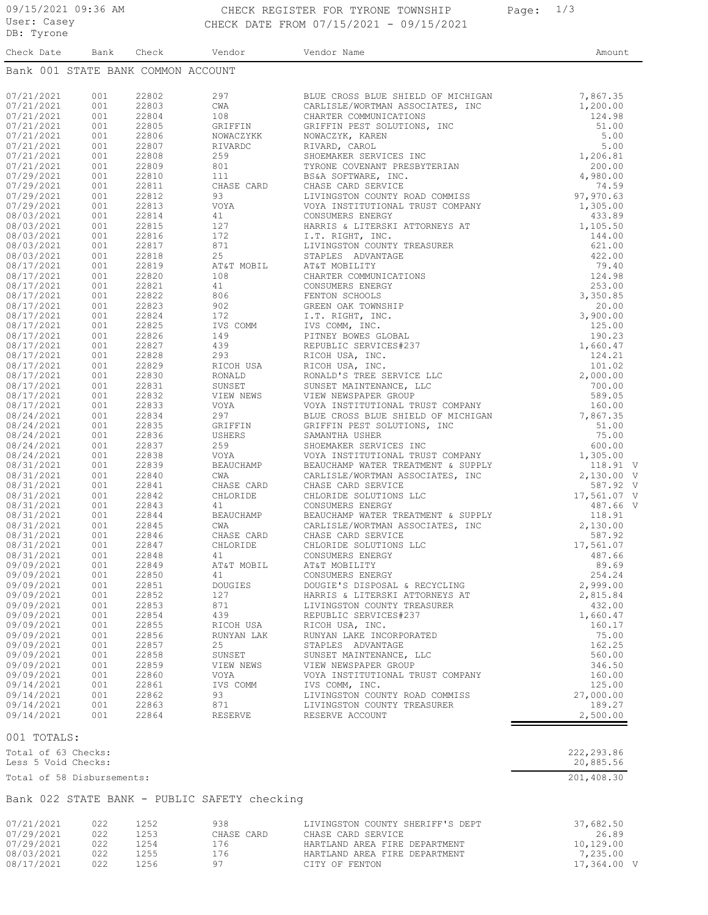# CHECK REGISTER FOR TYRONE TOWNSHIP

CHECK DATE FROM 07/15/2021 - 09/15/2021

09/15/2021 09:36 AM
User: Casey
DB: Tyrone

## Bank 001 STATE BANK COMMON ACCOUNT

| Check Date | Bank | Check | Vendor | Vendor Name | Amount |
|---|---|---|---|---|---|
| 07/21/2021 | 001 | 22802 | 297 | BLUE CROSS BLUE SHIELD OF MICHIGAN | 7,867.35 |
| 07/21/2021 | 001 | 22803 | CWA | CARLISLE/WORTMAN ASSOCIATES, INC | 1,200.00 |
| 07/21/2021 | 001 | 22804 | 108 | CHARTER COMMUNICATIONS | 124.98 |
| 07/21/2021 | 001 | 22805 | GRIFFIN | GRIFFIN PEST SOLUTIONS, INC | 51.00 |
| 07/21/2021 | 001 | 22806 | NOWACZYKK | NOWACZYK, KAREN | 5.00 |
| 07/21/2021 | 001 | 22807 | RIVARDC | RIVARD, CAROL | 5.00 |
| 07/21/2021 | 001 | 22808 | 259 | SHOEMAKER SERVICES INC | 1,206.81 |
| 07/21/2021 | 001 | 22809 | 801 | TYRONE COVENANT PRESBYTERIAN | 200.00 |
| 07/29/2021 | 001 | 22810 | 111 | BS&A SOFTWARE, INC. | 4,980.00 |
| 07/29/2021 | 001 | 22811 | CHASE CARD | CHASE CARD SERVICE | 74.59 |
| 07/29/2021 | 001 | 22812 | 93 | LIVINGSTON COUNTY ROAD COMMISS | 97,970.63 |
| 07/29/2021 | 001 | 22813 | VOYA | VOYA INSTITUTIONAL TRUST COMPANY | 1,305.00 |
| 08/03/2021 | 001 | 22814 | 41 | CONSUMERS ENERGY | 433.89 |
| 08/03/2021 | 001 | 22815 | 127 | HARRIS & LITERSKI ATTORNEYS AT | 1,105.50 |
| 08/03/2021 | 001 | 22816 | 172 | I.T. RIGHT, INC. | 144.00 |
| 08/03/2021 | 001 | 22817 | 871 | LIVINGSTON COUNTY TREASURER | 621.00 |
| 08/03/2021 | 001 | 22818 | 25 | STAPLES ADVANTAGE | 422.00 |
| 08/17/2021 | 001 | 22819 | AT&T MOBIL | AT&T MOBILITY | 79.40 |
| 08/17/2021 | 001 | 22820 | 108 | CHARTER COMMUNICATIONS | 124.98 |
| 08/17/2021 | 001 | 22821 | 41 | CONSUMERS ENERGY | 253.00 |
| 08/17/2021 | 001 | 22822 | 806 | FENTON SCHOOLS | 3,350.85 |
| 08/17/2021 | 001 | 22823 | 902 | GREEN OAK TOWNSHIP | 20.00 |
| 08/17/2021 | 001 | 22824 | 172 | I.T. RIGHT, INC. | 3,900.00 |
| 08/17/2021 | 001 | 22825 | IVS COMM | IVS COMM, INC. | 125.00 |
| 08/17/2021 | 001 | 22826 | 149 | PITNEY BOWES GLOBAL | 190.23 |
| 08/17/2021 | 001 | 22827 | 439 | REPUBLIC SERVICES#237 | 1,660.47 |
| 08/17/2021 | 001 | 22828 | 293 | RICOH USA, INC. | 124.21 |
| 08/17/2021 | 001 | 22829 | RICOH USA | RICOH USA, INC. | 101.02 |
| 08/17/2021 | 001 | 22830 | RONALD | RONALD'S TREE SERVICE LLC | 2,000.00 |
| 08/17/2021 | 001 | 22831 | SUNSET | SUNSET MAINTENANCE, LLC | 700.00 |
| 08/17/2021 | 001 | 22832 | VIEW NEWS | VIEW NEWSPAPER GROUP | 589.05 |
| 08/17/2021 | 001 | 22833 | VOYA | VOYA INSTITUTIONAL TRUST COMPANY | 160.00 |
| 08/24/2021 | 001 | 22834 | 297 | BLUE CROSS BLUE SHIELD OF MICHIGAN | 7,867.35 |
| 08/24/2021 | 001 | 22835 | GRIFFIN | GRIFFIN PEST SOLUTIONS, INC | 51.00 |
| 08/24/2021 | 001 | 22836 | USHERS | SAMANTHA USHER | 75.00 |
| 08/24/2021 | 001 | 22837 | 259 | SHOEMAKER SERVICES INC | 600.00 |
| 08/24/2021 | 001 | 22838 | VOYA | VOYA INSTITUTIONAL TRUST COMPANY | 1,305.00 |
| 08/31/2021 | 001 | 22839 | BEAUCHAMP | BEAUCHAMP WATER TREATMENT & SUPPLY | 118.91 V |
| 08/31/2021 | 001 | 22840 | CWA | CARLISLE/WORTMAN ASSOCIATES, INC | 2,130.00 V |
| 08/31/2021 | 001 | 22841 | CHASE CARD | CHASE CARD SERVICE | 587.92 V |
| 08/31/2021 | 001 | 22842 | CHLORIDE | CHLORIDE SOLUTIONS LLC | 17,561.07 V |
| 08/31/2021 | 001 | 22843 | 41 | CONSUMERS ENERGY | 487.66 V |
| 08/31/2021 | 001 | 22844 | BEAUCHAMP | BEAUCHAMP WATER TREATMENT & SUPPLY | 118.91 |
| 08/31/2021 | 001 | 22845 | CWA | CARLISLE/WORTMAN ASSOCIATES, INC | 2,130.00 |
| 08/31/2021 | 001 | 22846 | CHASE CARD | CHASE CARD SERVICE | 587.92 |
| 08/31/2021 | 001 | 22847 | CHLORIDE | CHLORIDE SOLUTIONS LLC | 17,561.07 |
| 08/31/2021 | 001 | 22848 | 41 | CONSUMERS ENERGY | 487.66 |
| 09/09/2021 | 001 | 22849 | AT&T MOBIL | AT&T MOBILITY | 89.69 |
| 09/09/2021 | 001 | 22850 | 41 | CONSUMERS ENERGY | 254.24 |
| 09/09/2021 | 001 | 22851 | DOUGIES | DOUGIE'S DISPOSAL & RECYCLING | 2,999.00 |
| 09/09/2021 | 001 | 22852 | 127 | HARRIS & LITERSKI ATTORNEYS AT | 2,815.84 |
| 09/09/2021 | 001 | 22853 | 871 | LIVINGSTON COUNTY TREASURER | 432.00 |
| 09/09/2021 | 001 | 22854 | 439 | REPUBLIC SERVICES#237 | 1,660.47 |
| 09/09/2021 | 001 | 22855 | RICOH USA | RICOH USA, INC. | 160.17 |
| 09/09/2021 | 001 | 22856 | RUNYAN LAK | RUNYAN LAKE INCORPORATED | 75.00 |
| 09/09/2021 | 001 | 22857 | 25 | STAPLES ADVANTAGE | 162.25 |
| 09/09/2021 | 001 | 22858 | SUNSET | SUNSET MAINTENANCE, LLC | 560.00 |
| 09/09/2021 | 001 | 22859 | VIEW NEWS | VIEW NEWSPAPER GROUP | 346.50 |
| 09/09/2021 | 001 | 22860 | VOYA | VOYA INSTITUTIONAL TRUST COMPANY | 160.00 |
| 09/14/2021 | 001 | 22861 | IVS COMM | IVS COMM, INC. | 125.00 |
| 09/14/2021 | 001 | 22862 | 93 | LIVINGSTON COUNTY ROAD COMMISS | 27,000.00 |
| 09/14/2021 | 001 | 22863 | 871 | LIVINGSTON COUNTY TREASURER | 189.27 |
| 09/14/2021 | 001 | 22864 | RESERVE | RESERVE ACCOUNT | 2,500.00 |

### 001 TOTALS:

| | Amount |
|---|---|
| Total of 63 Checks: | 222,293.86 |
| Less 5 Void Checks: | 20,885.56 |
| Total of 58 Disbursements: | 201,408.30 |

## Bank 022 STATE BANK - PUBLIC SAFETY checking

| Check Date | Bank | Check | Vendor | Vendor Name | Amount |
|---|---|---|---|---|---|
| 07/21/2021 | 022 | 1252 | 938 | LIVINGSTON COUNTY SHERIFF'S DEPT | 37,682.50 |
| 07/29/2021 | 022 | 1253 | CHASE CARD | CHASE CARD SERVICE | 26.89 |
| 07/29/2021 | 022 | 1254 | 176 | HARTLAND AREA FIRE DEPARTMENT | 10,129.00 |
| 08/03/2021 | 022 | 1255 | 176 | HARTLAND AREA FIRE DEPARTMENT | 7,235.00 |
| 08/17/2021 | 022 | 1256 | 97 | CITY OF FENTON | 17,364.00 V |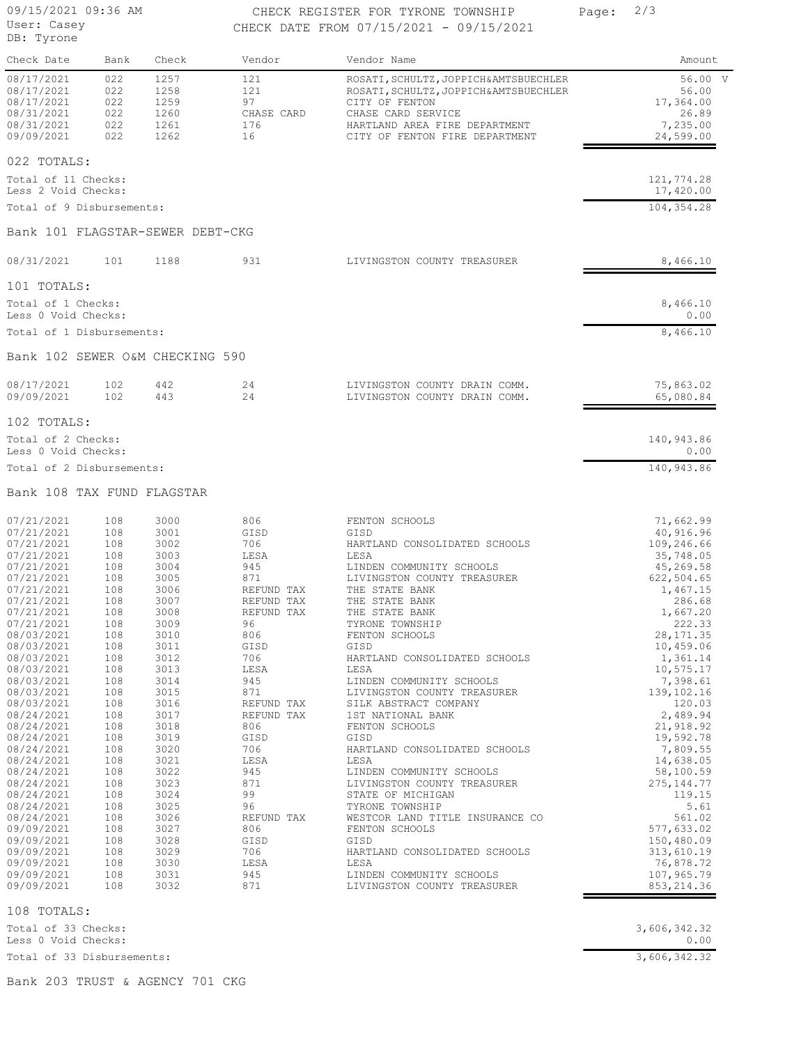CHECK REGISTER FOR TYRONE TOWNSHIP

CHECK DATE FROM 07/15/2021 - 09/15/2021

| Check Date | Bank | Check | Vendor | Vendor Name | Amount |
|---|---|---|---|---|---|
| 08/17/2021 | 022 | 1257 | 121 | ROSATI,SCHULTZ,JOPPICH&AMTSBUECHLER | 56.00 V |
| 08/17/2021 | 022 | 1258 | 121 | ROSATI,SCHULTZ,JOPPICH&AMTSBUECHLER | 56.00 |
| 08/17/2021 | 022 | 1259 | 97 | CITY OF FENTON | 17,364.00 |
| 08/31/2021 | 022 | 1260 | CHASE CARD | CHASE CARD SERVICE | 26.89 |
| 08/31/2021 | 022 | 1261 | 176 | HARTLAND AREA FIRE DEPARTMENT | 7,235.00 |
| 09/09/2021 | 022 | 1262 | 16 | CITY OF FENTON FIRE DEPARTMENT | 24,599.00 |

022 TOTALS:

| | |
|---|---|
| Total of 11 Checks: | 121,774.28 |
| Less 2 Void Checks: | 17,420.00 |
| Total of 9 Disbursements: | 104,354.28 |

Bank 101 FLAGSTAR-SEWER DEBT-CKG

| Check Date | Bank | Check | Vendor | Vendor Name | Amount |
|---|---|---|---|---|---|
| 08/31/2021 | 101 | 1188 | 931 | LIVINGSTON COUNTY TREASURER | 8,466.10 |

101 TOTALS:

| | |
|---|---|
| Total of 1 Checks: | 8,466.10 |
| Less 0 Void Checks: | 0.00 |
| Total of 1 Disbursements: | 8,466.10 |

Bank 102 SEWER O&M CHECKING 590

| Check Date | Bank | Check | Vendor | Vendor Name | Amount |
|---|---|---|---|---|---|
| 08/17/2021 | 102 | 442 | 24 | LIVINGSTON COUNTY DRAIN COMM. | 75,863.02 |
| 09/09/2021 | 102 | 443 | 24 | LIVINGSTON COUNTY DRAIN COMM. | 65,080.84 |

102 TOTALS:

| | |
|---|---|
| Total of 2 Checks: | 140,943.86 |
| Less 0 Void Checks: | 0.00 |
| Total of 2 Disbursements: | 140,943.86 |

Bank 108 TAX FUND FLAGSTAR

| Check Date | Bank | Check | Vendor | Vendor Name | Amount |
|---|---|---|---|---|---|
| 07/21/2021 | 108 | 3000 | 806 | FENTON SCHOOLS | 71,662.99 |
| 07/21/2021 | 108 | 3001 | GISD | GISD | 40,916.96 |
| 07/21/2021 | 108 | 3002 | 706 | HARTLAND CONSOLIDATED SCHOOLS | 109,246.66 |
| 07/21/2021 | 108 | 3003 | LESA | LESA | 35,748.05 |
| 07/21/2021 | 108 | 3004 | 945 | LINDEN COMMUNITY SCHOOLS | 45,269.58 |
| 07/21/2021 | 108 | 3005 | 871 | LIVINGSTON COUNTY TREASURER | 622,504.65 |
| 07/21/2021 | 108 | 3006 | REFUND TAX | THE STATE BANK | 1,467.15 |
| 07/21/2021 | 108 | 3007 | REFUND TAX | THE STATE BANK | 286.68 |
| 07/21/2021 | 108 | 3008 | REFUND TAX | THE STATE BANK | 1,667.20 |
| 07/21/2021 | 108 | 3009 | 96 | TYRONE TOWNSHIP | 222.33 |
| 08/03/2021 | 108 | 3010 | 806 | FENTON SCHOOLS | 28,171.35 |
| 08/03/2021 | 108 | 3011 | GISD | GISD | 10,459.06 |
| 08/03/2021 | 108 | 3012 | 706 | HARTLAND CONSOLIDATED SCHOOLS | 1,361.14 |
| 08/03/2021 | 108 | 3013 | LESA | LESA | 10,575.17 |
| 08/03/2021 | 108 | 3014 | 945 | LINDEN COMMUNITY SCHOOLS | 7,398.61 |
| 08/03/2021 | 108 | 3015 | 871 | LIVINGSTON COUNTY TREASURER | 139,102.16 |
| 08/03/2021 | 108 | 3016 | REFUND TAX | SILK ABSTRACT COMPANY | 120.03 |
| 08/24/2021 | 108 | 3017 | REFUND TAX | 1ST NATIONAL BANK | 2,489.94 |
| 08/24/2021 | 108 | 3018 | 806 | FENTON SCHOOLS | 21,918.92 |
| 08/24/2021 | 108 | 3019 | GISD | GISD | 19,592.78 |
| 08/24/2021 | 108 | 3020 | 706 | HARTLAND CONSOLIDATED SCHOOLS | 7,809.55 |
| 08/24/2021 | 108 | 3021 | LESA | LESA | 14,638.05 |
| 08/24/2021 | 108 | 3022 | 945 | LINDEN COMMUNITY SCHOOLS | 58,100.59 |
| 08/24/2021 | 108 | 3023 | 871 | LIVINGSTON COUNTY TREASURER | 275,144.77 |
| 08/24/2021 | 108 | 3024 | 99 | STATE OF MICHIGAN | 119.15 |
| 08/24/2021 | 108 | 3025 | 96 | TYRONE TOWNSHIP | 5.61 |
| 08/24/2021 | 108 | 3026 | REFUND TAX | WESTCOR LAND TITLE INSURANCE CO | 561.02 |
| 09/09/2021 | 108 | 3027 | 806 | FENTON SCHOOLS | 577,633.02 |
| 09/09/2021 | 108 | 3028 | GISD | GISD | 150,480.09 |
| 09/09/2021 | 108 | 3029 | 706 | HARTLAND CONSOLIDATED SCHOOLS | 313,610.19 |
| 09/09/2021 | 108 | 3030 | LESA | LESA | 76,878.72 |
| 09/09/2021 | 108 | 3031 | 945 | LINDEN COMMUNITY SCHOOLS | 107,965.79 |
| 09/09/2021 | 108 | 3032 | 871 | LIVINGSTON COUNTY TREASURER | 853,214.36 |

108 TOTALS:

| | |
|---|---|
| Total of 33 Checks: | 3,606,342.32 |
| Less 0 Void Checks: | 0.00 |
| Total of 33 Disbursements: | 3,606,342.32 |

Bank 203 TRUST & AGENCY 701 CKG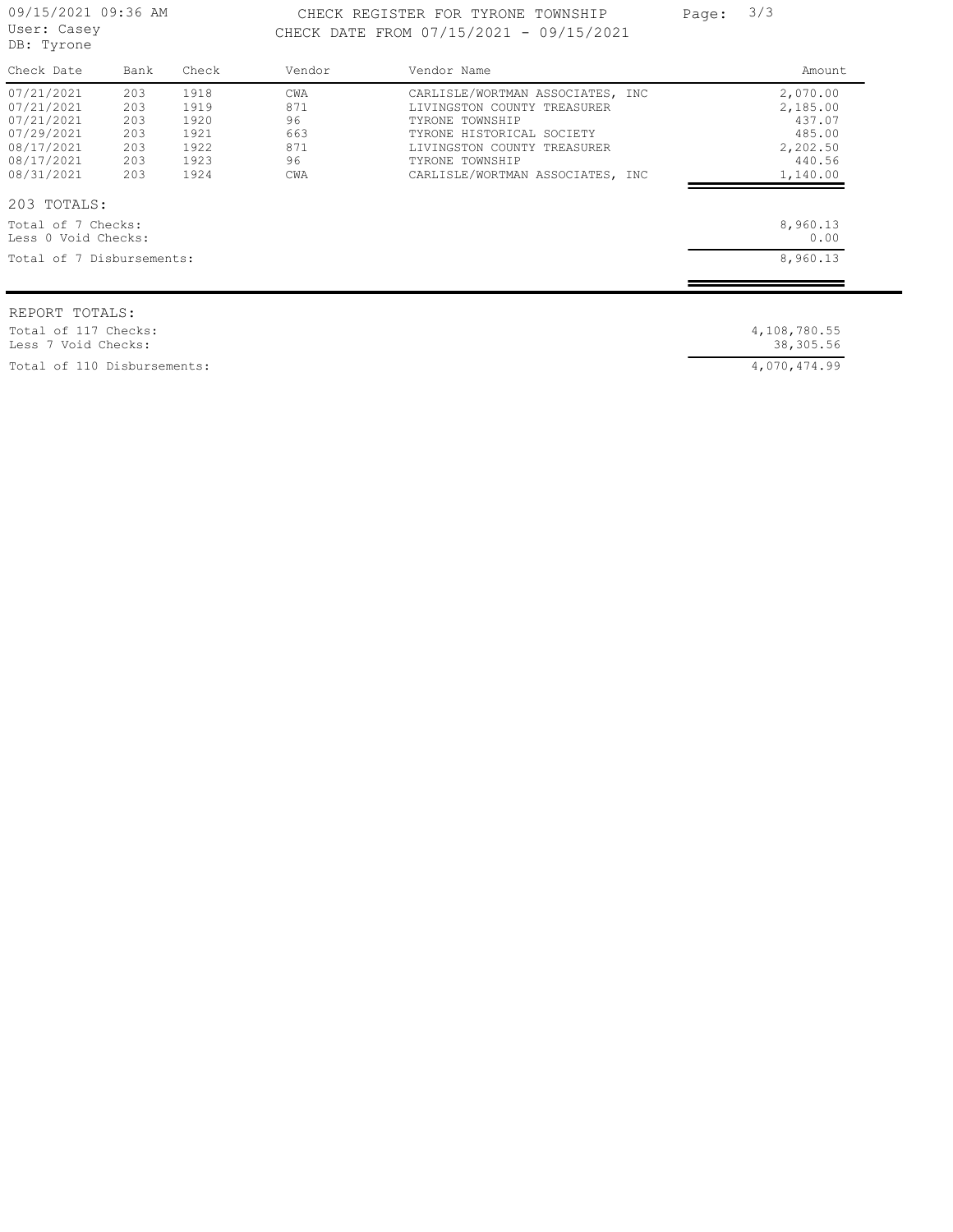CHECK REGISTER FOR TYRONE TOWNSHIP

CHECK DATE FROM 07/15/2021 - 09/15/2021

09/15/2021 09:36 AM
User: Casey
DB: Tyrone

| Check Date | Bank | Check | Vendor | Vendor Name | Amount |
|---|---|---|---|---|---|
| 07/21/2021 | 203 | 1918 | CWA | CARLISLE/WORTMAN ASSOCIATES, INC | 2,070.00 |
| 07/21/2021 | 203 | 1919 | 871 | LIVINGSTON COUNTY TREASURER | 2,185.00 |
| 07/21/2021 | 203 | 1920 | 96 | TYRONE TOWNSHIP | 437.07 |
| 07/29/2021 | 203 | 1921 | 663 | TYRONE HISTORICAL SOCIETY | 485.00 |
| 08/17/2021 | 203 | 1922 | 871 | LIVINGSTON COUNTY TREASURER | 2,202.50 |
| 08/17/2021 | 203 | 1923 | 96 | TYRONE TOWNSHIP | 440.56 |
| 08/31/2021 | 203 | 1924 | CWA | CARLISLE/WORTMAN ASSOCIATES, INC | 1,140.00 |

203 TOTALS:

| | |
|---|---|
| Total of 7 Checks: | 8,960.13 |
| Less 0 Void Checks: | 0.00 |
| Total of 7 Disbursements: | 8,960.13 |

REPORT TOTALS:

| | |
|---|---|
| Total of 117 Checks: | 4,108,780.55 |
| Less 7 Void Checks: | 38,305.56 |
| Total of 110 Disbursements: | 4,070,474.99 |